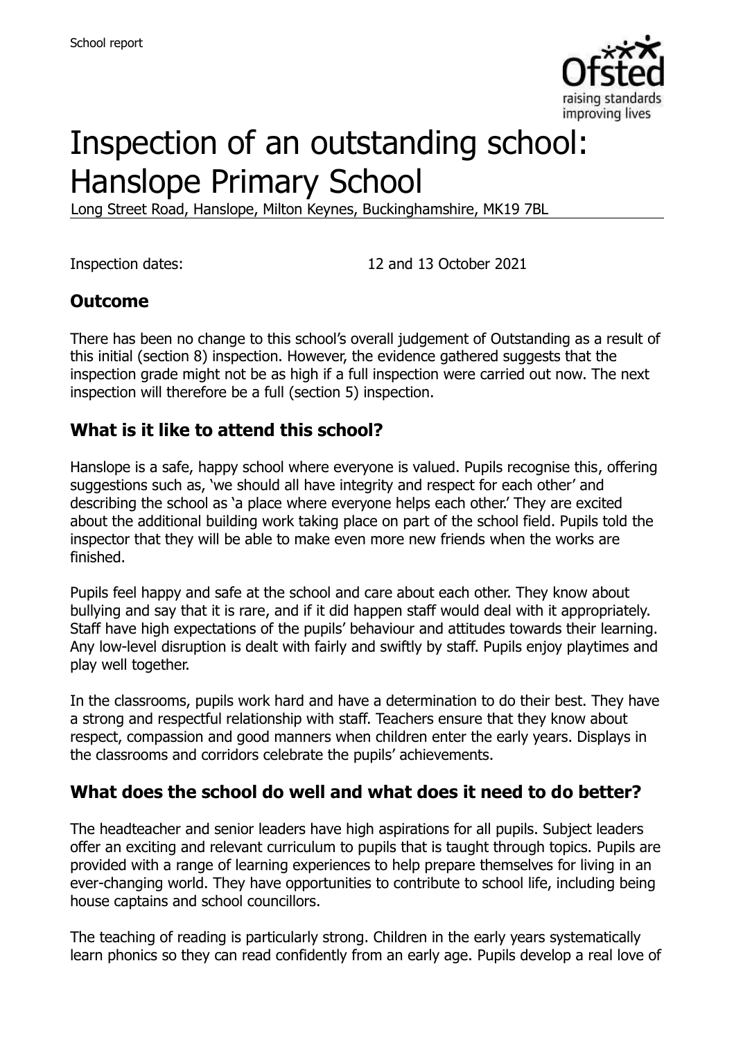School report

# Inspection of an outstanding school: Hanslope Primary School

Long Street Road, Hanslope, Milton Keynes, Buckinghamshire, MK19 7BL

Inspection dates: 12 and 13 October 2021

## Outcome

There has been no change to this school's overall judgement of Outstanding as a result of this initial (section 8) inspection. However, the evidence gathered suggests that the inspection grade might not be as high if a full inspection were carried out now. The next inspection will therefore be a full (section 5) inspection.

## What is it like to attend this school?

Hanslope is a safe, happy school where everyone is valued. Pupils recognise this, offering suggestions such as, 'we should all have integrity and respect for each other' and describing the school as 'a place where everyone helps each other.' They are excited about the additional building work taking place on part of the school field. Pupils told the inspector that they will be able to make even more new friends when the works are finished.

Pupils feel happy and safe at the school and care about each other. They know about bullying and say that it is rare, and if it did happen staff would deal with it appropriately. Staff have high expectations of the pupils' behaviour and attitudes towards their learning. Any low-level disruption is dealt with fairly and swiftly by staff. Pupils enjoy playtimes and play well together.

In the classrooms, pupils work hard and have a determination to do their best. They have a strong and respectful relationship with staff. Teachers ensure that they know about respect, compassion and good manners when children enter the early years. Displays in the classrooms and corridors celebrate the pupils' achievements.

## What does the school do well and what does it need to do better?

The headteacher and senior leaders have high aspirations for all pupils. Subject leaders offer an exciting and relevant curriculum to pupils that is taught through topics. Pupils are provided with a range of learning experiences to help prepare themselves for living in an ever-changing world. They have opportunities to contribute to school life, including being house captains and school councillors.

The teaching of reading is particularly strong. Children in the early years systematically learn phonics so they can read confidently from an early age. Pupils develop a real love of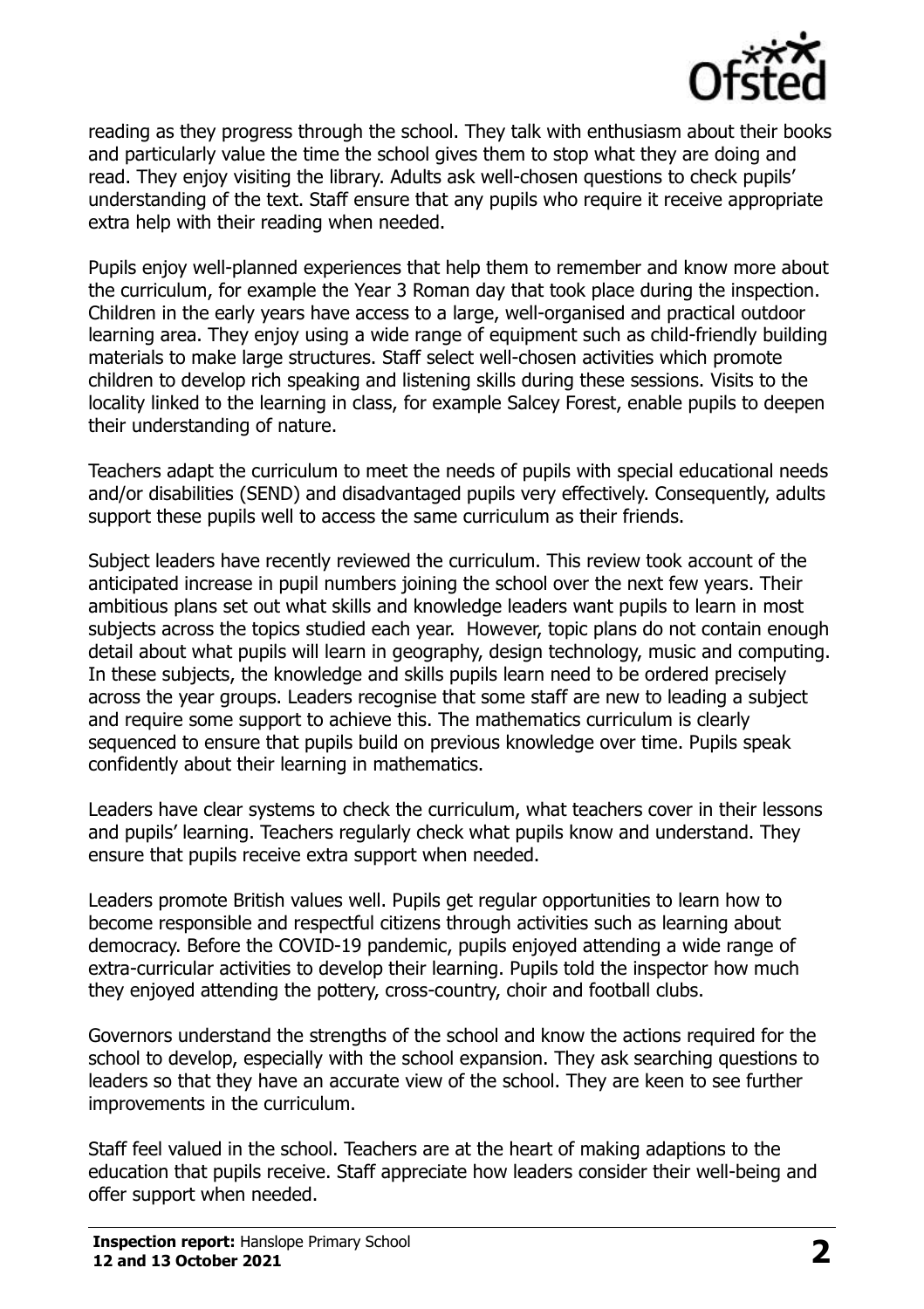reading as they progress through the school. They talk with enthusiasm about their books and particularly value the time the school gives them to stop what they are doing and read. They enjoy visiting the library. Adults ask well-chosen questions to check pupils' understanding of the text. Staff ensure that any pupils who require it receive appropriate extra help with their reading when needed.

Pupils enjoy well-planned experiences that help them to remember and know more about the curriculum, for example the Year 3 Roman day that took place during the inspection. Children in the early years have access to a large, well-organised and practical outdoor learning area. They enjoy using a wide range of equipment such as child-friendly building materials to make large structures. Staff select well-chosen activities which promote children to develop rich speaking and listening skills during these sessions. Visits to the locality linked to the learning in class, for example Salcey Forest, enable pupils to deepen their understanding of nature.

Teachers adapt the curriculum to meet the needs of pupils with special educational needs and/or disabilities (SEND) and disadvantaged pupils very effectively. Consequently, adults support these pupils well to access the same curriculum as their friends.

Subject leaders have recently reviewed the curriculum. This review took account of the anticipated increase in pupil numbers joining the school over the next few years. Their ambitious plans set out what skills and knowledge leaders want pupils to learn in most subjects across the topics studied each year. However, topic plans do not contain enough detail about what pupils will learn in geography, design technology, music and computing. In these subjects, the knowledge and skills pupils learn need to be ordered precisely across the year groups. Leaders recognise that some staff are new to leading a subject and require some support to achieve this. The mathematics curriculum is clearly sequenced to ensure that pupils build on previous knowledge over time. Pupils speak confidently about their learning in mathematics.

Leaders have clear systems to check the curriculum, what teachers cover in their lessons and pupils' learning. Teachers regularly check what pupils know and understand. They ensure that pupils receive extra support when needed.

Leaders promote British values well. Pupils get regular opportunities to learn how to become responsible and respectful citizens through activities such as learning about democracy. Before the COVID-19 pandemic, pupils enjoyed attending a wide range of extra-curricular activities to develop their learning. Pupils told the inspector how much they enjoyed attending the pottery, cross-country, choir and football clubs.

Governors understand the strengths of the school and know the actions required for the school to develop, especially with the school expansion. They ask searching questions to leaders so that they have an accurate view of the school. They are keen to see further improvements in the curriculum.

Staff feel valued in the school. Teachers are at the heart of making adaptions to the education that pupils receive. Staff appreciate how leaders consider their well-being and offer support when needed.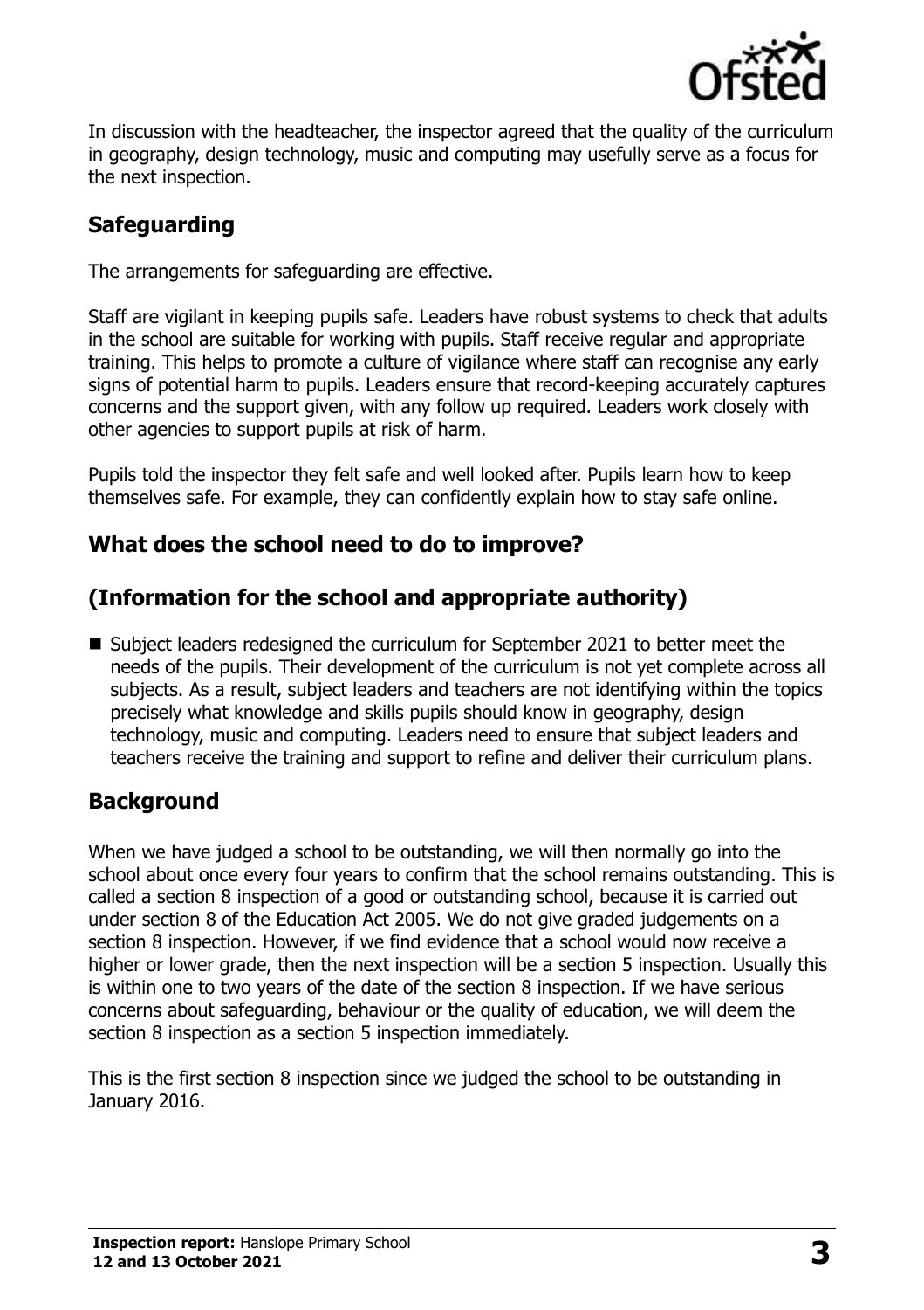In discussion with the headteacher, the inspector agreed that the quality of the curriculum in geography, design technology, music and computing may usefully serve as a focus for the next inspection.

## Safeguarding

The arrangements for safeguarding are effective.

Staff are vigilant in keeping pupils safe. Leaders have robust systems to check that adults in the school are suitable for working with pupils. Staff receive regular and appropriate training. This helps to promote a culture of vigilance where staff can recognise any early signs of potential harm to pupils. Leaders ensure that record-keeping accurately captures concerns and the support given, with any follow up required. Leaders work closely with other agencies to support pupils at risk of harm.

Pupils told the inspector they felt safe and well looked after. Pupils learn how to keep themselves safe. For example, they can confidently explain how to stay safe online.

## What does the school need to do to improve?

## (Information for the school and appropriate authority)

- Subject leaders redesigned the curriculum for September 2021 to better meet the needs of the pupils. Their development of the curriculum is not yet complete across all subjects. As a result, subject leaders and teachers are not identifying within the topics precisely what knowledge and skills pupils should know in geography, design technology, music and computing. Leaders need to ensure that subject leaders and teachers receive the training and support to refine and deliver their curriculum plans.

## Background

When we have judged a school to be outstanding, we will then normally go into the school about once every four years to confirm that the school remains outstanding. This is called a section 8 inspection of a good or outstanding school, because it is carried out under section 8 of the Education Act 2005. We do not give graded judgements on a section 8 inspection. However, if we find evidence that a school would now receive a higher or lower grade, then the next inspection will be a section 5 inspection. Usually this is within one to two years of the date of the section 8 inspection. If we have serious concerns about safeguarding, behaviour or the quality of education, we will deem the section 8 inspection as a section 5 inspection immediately.

This is the first section 8 inspection since we judged the school to be outstanding in January 2016.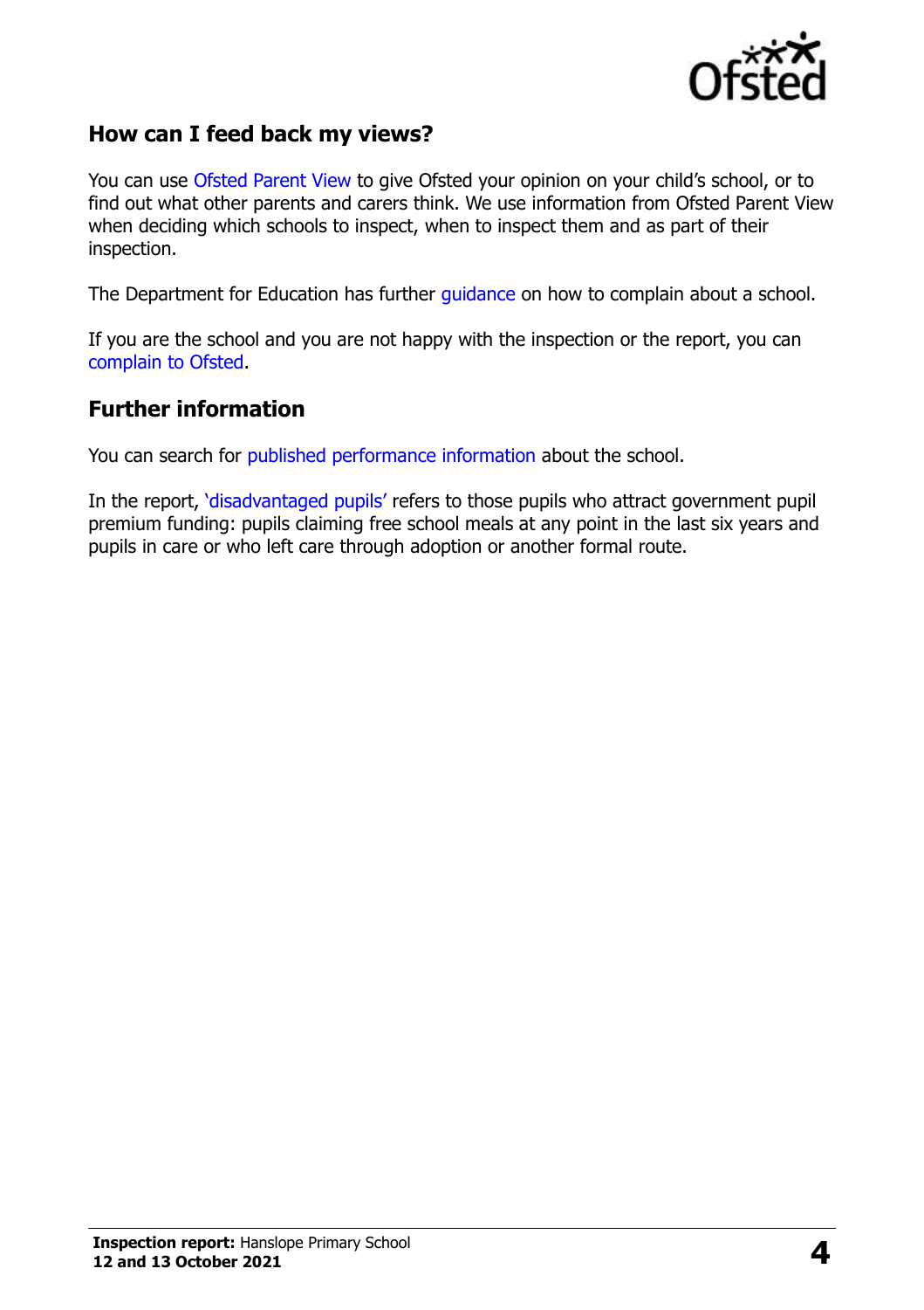## How can I feed back my views?

You can use Ofsted Parent View to give Ofsted your opinion on your child's school, or to find out what other parents and carers think. We use information from Ofsted Parent View when deciding which schools to inspect, when to inspect them and as part of their inspection.

The Department for Education has further guidance on how to complain about a school.

If you are the school and you are not happy with the inspection or the report, you can complain to Ofsted.

## Further information

You can search for published performance information about the school.

In the report, 'disadvantaged pupils' refers to those pupils who attract government pupil premium funding: pupils claiming free school meals at any point in the last six years and pupils in care or who left care through adoption or another formal route.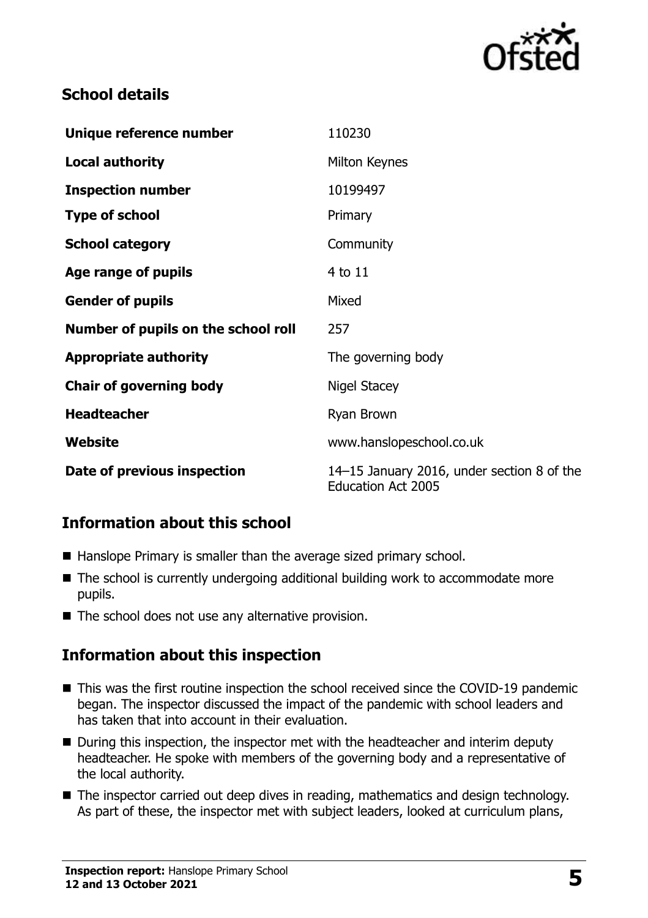## School details

| | |
|---|---|
| **Unique reference number** | 110230 |
| **Local authority** | Milton Keynes |
| **Inspection number** | 10199497 |
| **Type of school** | Primary |
| **School category** | Community |
| **Age range of pupils** | 4 to 11 |
| **Gender of pupils** | Mixed |
| **Number of pupils on the school roll** | 257 |
| **Appropriate authority** | The governing body |
| **Chair of governing body** | Nigel Stacey |
| **Headteacher** | Ryan Brown |
| **Website** | www.hanslopeschool.co.uk |
| **Date of previous inspection** | 14–15 January 2016, under section 8 of the Education Act 2005 |

## Information about this school

- Hanslope Primary is smaller than the average sized primary school.
- The school is currently undergoing additional building work to accommodate more pupils.
- The school does not use any alternative provision.

## Information about this inspection

- This was the first routine inspection the school received since the COVID-19 pandemic began. The inspector discussed the impact of the pandemic with school leaders and has taken that into account in their evaluation.
- During this inspection, the inspector met with the headteacher and interim deputy headteacher. He spoke with members of the governing body and a representative of the local authority.
- The inspector carried out deep dives in reading, mathematics and design technology. As part of these, the inspector met with subject leaders, looked at curriculum plans,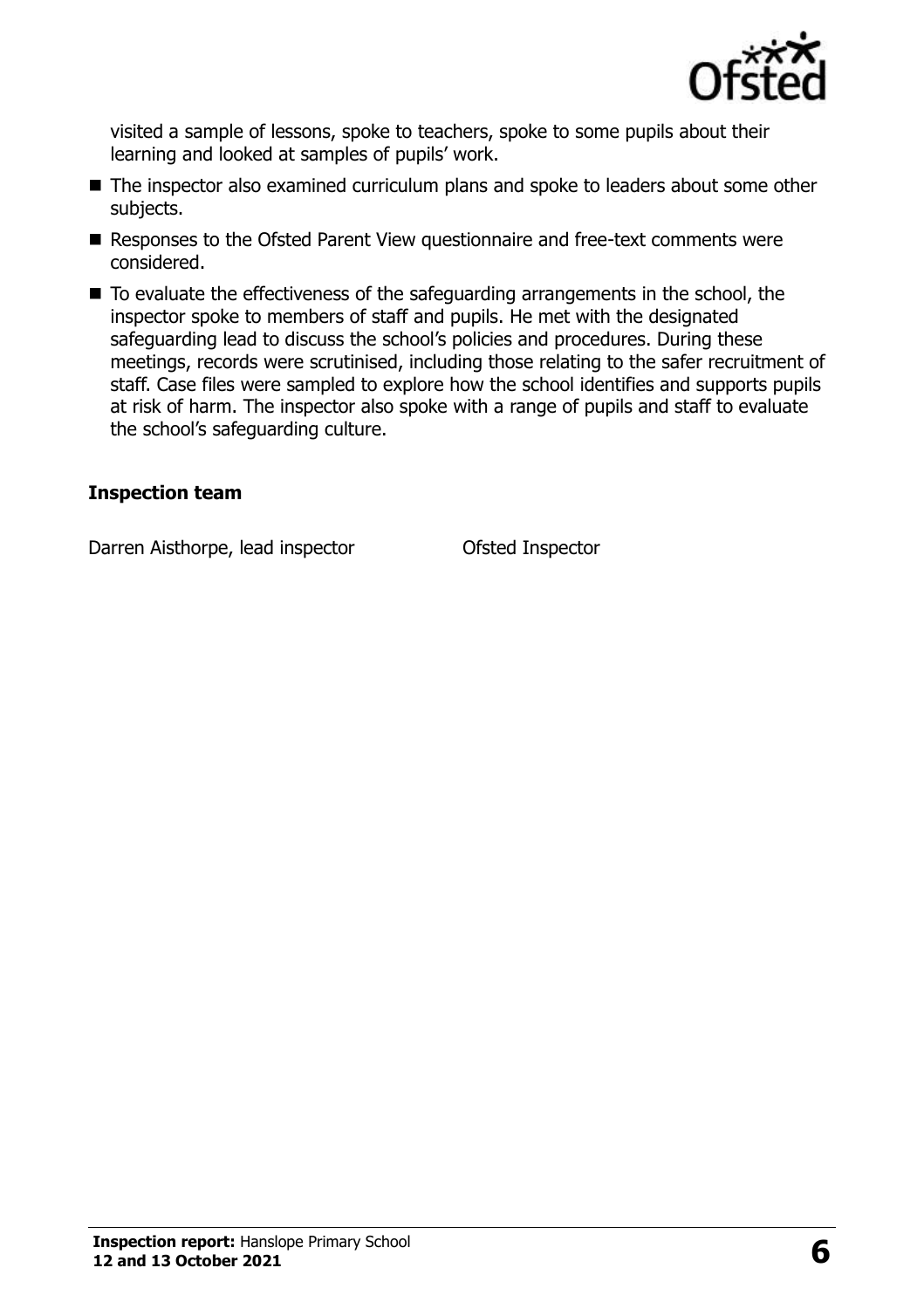visited a sample of lessons, spoke to teachers, spoke to some pupils about their learning and looked at samples of pupils' work.

- The inspector also examined curriculum plans and spoke to leaders about some other subjects.
- Responses to the Ofsted Parent View questionnaire and free-text comments were considered.
- To evaluate the effectiveness of the safeguarding arrangements in the school, the inspector spoke to members of staff and pupils. He met with the designated safeguarding lead to discuss the school's policies and procedures. During these meetings, records were scrutinised, including those relating to the safer recruitment of staff. Case files were sampled to explore how the school identifies and supports pupils at risk of harm. The inspector also spoke with a range of pupils and staff to evaluate the school's safeguarding culture.

### Inspection team

| | |
|---|---|
| Darren Aisthorpe, lead inspector | Ofsted Inspector |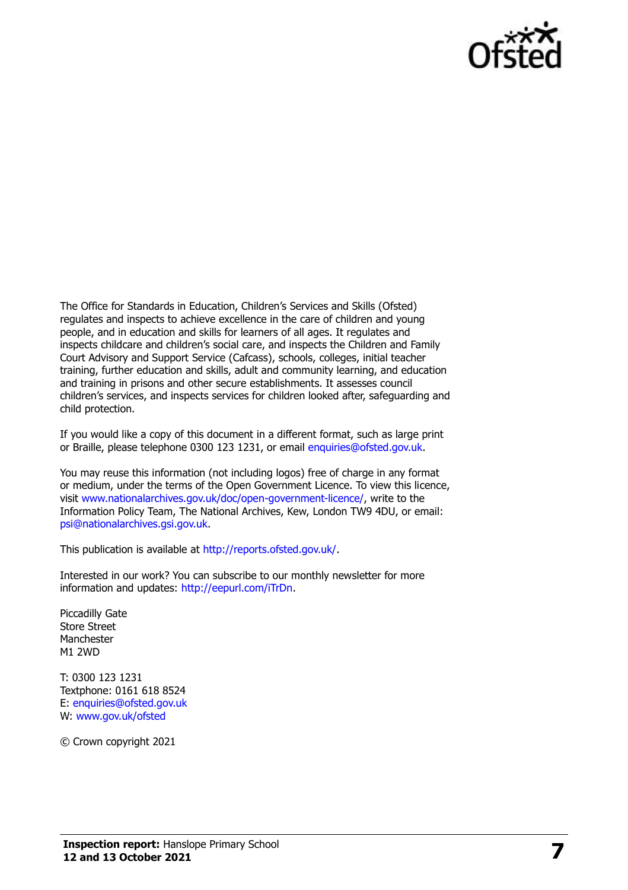The Office for Standards in Education, Children's Services and Skills (Ofsted) regulates and inspects to achieve excellence in the care of children and young people, and in education and skills for learners of all ages. It regulates and inspects childcare and children's social care, and inspects the Children and Family Court Advisory and Support Service (Cafcass), schools, colleges, initial teacher training, further education and skills, adult and community learning, and education and training in prisons and other secure establishments. It assesses council children's services, and inspects services for children looked after, safeguarding and child protection.

If you would like a copy of this document in a different format, such as large print or Braille, please telephone 0300 123 1231, or email enquiries@ofsted.gov.uk.

You may reuse this information (not including logos) free of charge in any format or medium, under the terms of the Open Government Licence. To view this licence, visit www.nationalarchives.gov.uk/doc/open-government-licence/, write to the Information Policy Team, The National Archives, Kew, London TW9 4DU, or email: psi@nationalarchives.gsi.gov.uk.

This publication is available at http://reports.ofsted.gov.uk/.

Interested in our work? You can subscribe to our monthly newsletter for more information and updates: http://eepurl.com/iTrDn.

Piccadilly Gate
Store Street
Manchester
M1 2WD

T: 0300 123 1231
Textphone: 0161 618 8524
E: enquiries@ofsted.gov.uk
W: www.gov.uk/ofsted

© Crown copyright 2021